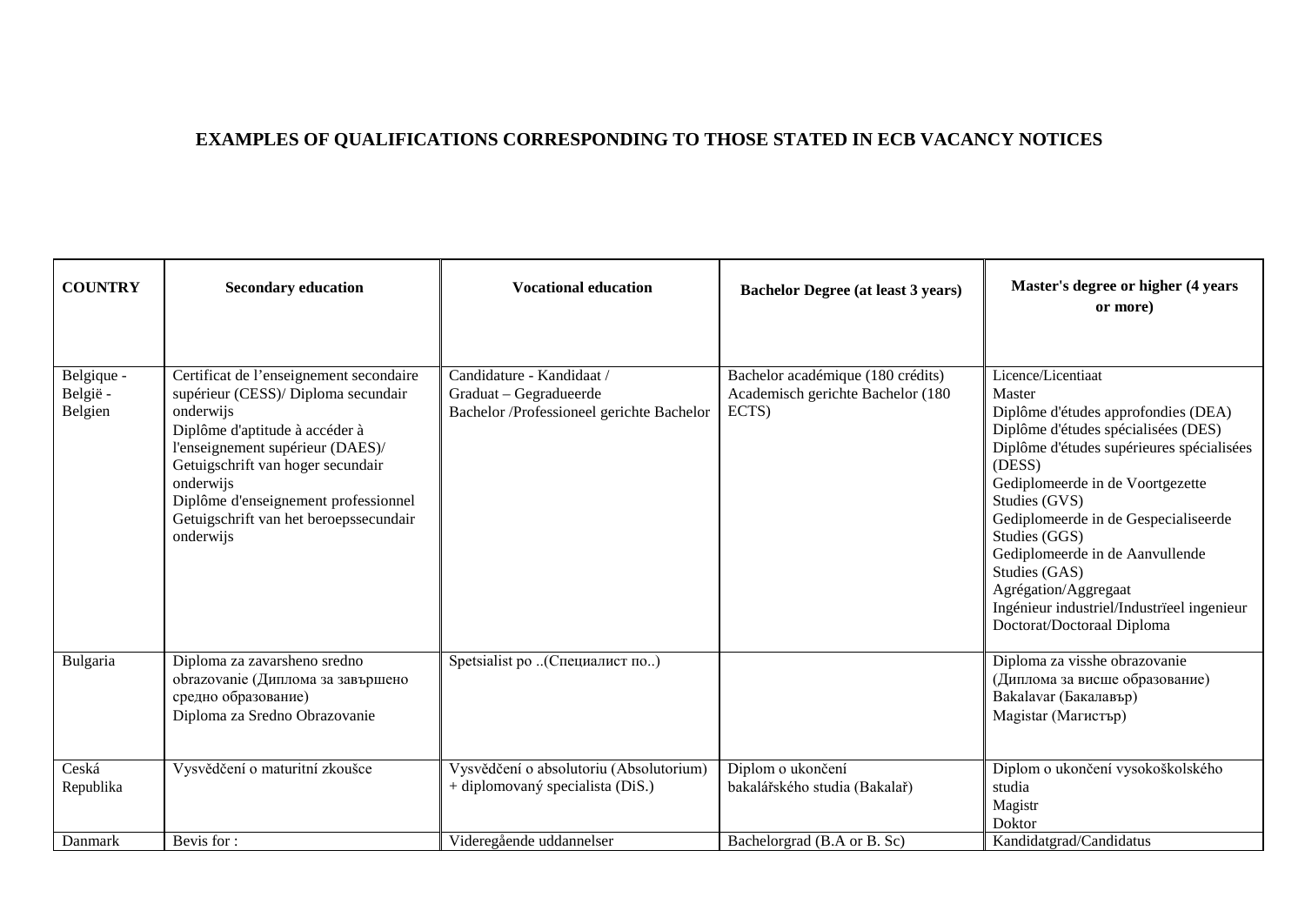# EXAMPLES OF QUALIFICATIONS CORRESPONDING TO THOSE STATED IN ECB VACANCY NOTICES

| COUNTRY | Secondary education | Vocational education | Bachelor Degree (at least 3 years) | Master's degree or higher (4 years or more) |
|---|---|---|---|---|
| Belgique - België - Belgien | Certificat de l'enseignement secondaire supérieur (CESS)/ Diploma secundair onderwijs<br>Diplôme d'aptitude à accéder à l'enseignement supérieur (DAES)/ Getuigschrift van hoger secundair onderwijs<br>Diplôme d'enseignement professionnel Getuigschrift van het beroepssecundair onderwijs | Candidature - Kandidaat /<br>Graduat – Gegradueerde<br>Bachelor /Professioneel gerichte Bachelor | Bachelor académique (180 crédits)<br>Academisch gerichte Bachelor (180 ECTS) | Licence/Licentiaat<br>Master<br>Diplôme d'études approfondies (DEA)<br>Diplôme d'études spécialisées (DES)<br>Diplôme d'études supérieures spécialisées (DESS)<br>Gediplomeerde in de Voortgezette Studies (GVS)<br>Gediplomeerde in de Gespecialiseerde Studies (GGS)<br>Gediplomeerde in de Aanvullende Studies (GAS)<br>Agrégation/Aggregaat<br>Ingénieur industriel/Industrïeel ingenieur<br>Doctorat/Doctoraal Diploma |
| Bulgaria | Diploma za zavarsheno sredno obrazovanie (Диплома за завършено средно образование)<br>Diploma za Sredno Obrazovanie | Spetsialist po ..(Специалист по..) | | Diploma za visshe obrazovanie (Диплома за висше образование)<br>Bakalavar (Бакалавър)<br>Magistar (Магистър) |
| Ceská Republika | Vysvědčení o maturitní zkoušce | Vysvědčení o absolutoriu (Absolutorium) + diplomovaný specialista (DiS.) | Diplom o ukončení bakalářského studia (Bakalař) | Diplom o ukončení vysokoškolského studia<br>Magistr<br>Doktor |
| Danmark | Bevis for : | Videregående uddannelser | Bachelorgrad (B.A or B. Sc) | Kandidatgrad/Candidatus |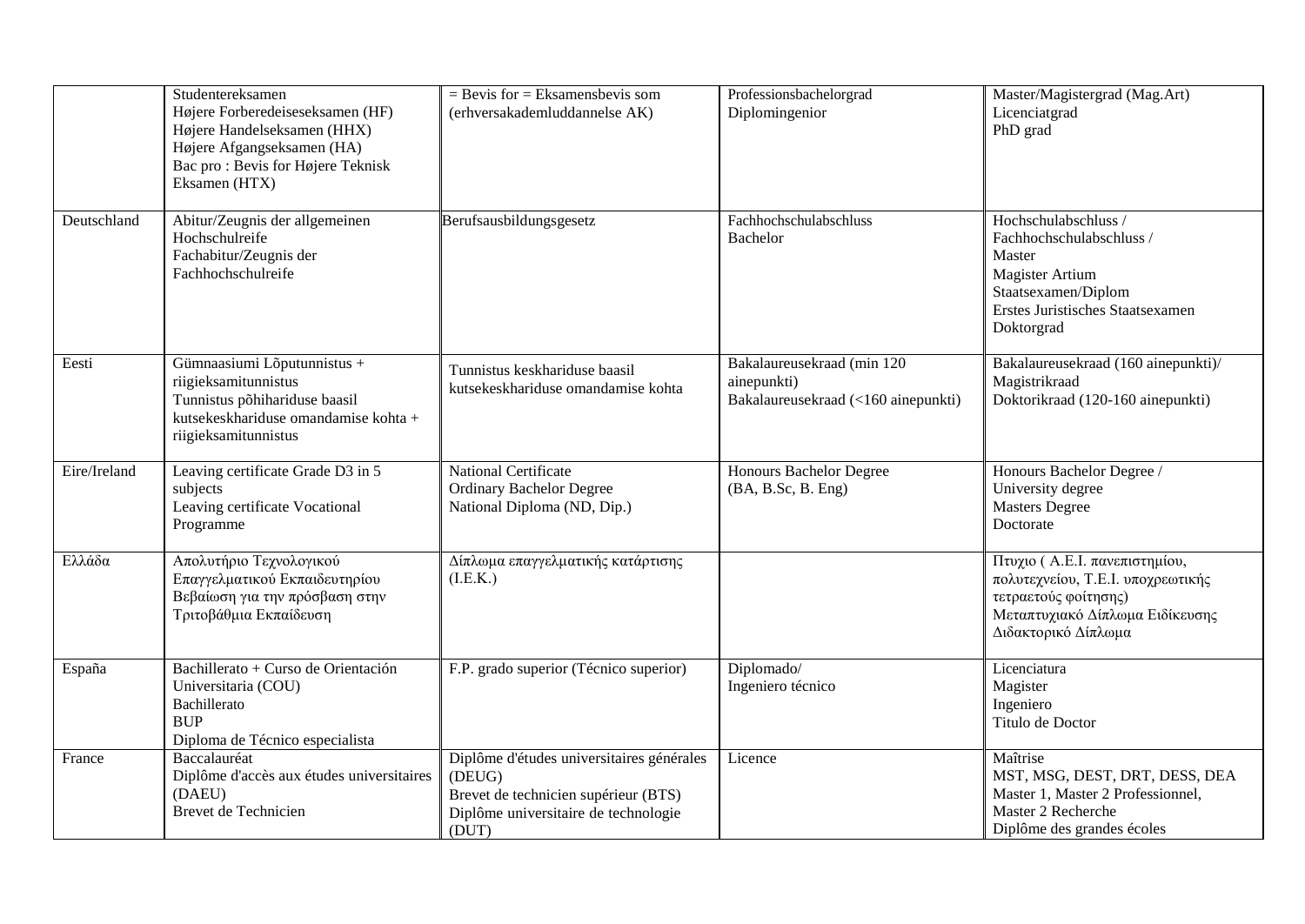| | | | | |
|---|---|---|---|---|
| | Studentereksamen<br>Højere Forberedeiseseksamen (HF)<br>Højere Handelseksamen (HHX)<br>Højere Afgangseksamen (HA)<br>Bac pro : Bevis for Højere Teknisk Eksamen (HTX) | = Bevis for = Eksamensbevis som (erhversakademluddannelse AK) | Professionsbachelorgrad<br>Diplomingenior | Master/Magistergrad (Mag.Art)<br>Licenciatgrad<br>PhD grad |
| Deutschland | Abitur/Zeugnis der allgemeinen Hochschulreife<br>Fachabitur/Zeugnis der Fachhochschulreife | Berufsausbildungsgesetz | Fachhochschulabschluss<br>Bachelor | Hochschulabschluss /<br>Fachhochschulabschluss /<br>Master<br>Magister Artium<br>Staatsexamen/Diplom<br>Erstes Juristisches Staatsexamen<br>Doktorgrad |
| Eesti | Gümnaasiumi Lõputunnistus + riigieksamitunnistus<br>Tunnistus põhihariduse baasil kutsekeskhariduse omandamise kohta + riigieksamitunnistus | Tunnistus keskhariduse baasil kutsekeskhariduse omandamise kohta | Bakalaureusekraad (min 120 ainepunkti)<br>Bakalaureusekraad (<160 ainepunkti) | Bakalaureusekraad (160 ainepunkti)/<br>Magistrikraad<br>Doktorikraad (120-160 ainepunkti) |
| Eire/Ireland | Leaving certificate Grade D3 in 5 subjects<br>Leaving certificate Vocational Programme | National Certificate<br>Ordinary Bachelor Degree<br>National Diploma (ND, Dip.) | Honours Bachelor Degree<br>(BA, B.Sc, B. Eng) | Honours Bachelor Degree /<br>University degree<br>Masters Degree<br>Doctorate |
| Ελλάδα | Απολυτήριο Τεχνολογικού Επαγγελματικού Εκπαιδευτηρίου<br>Βεβαίωση για την πρόσβαση στην Τριτοβάθμια Εκπαίδευση | Δίπλωμα επαγγελματικής κατάρτισης (I.E.K.) | | Πτυχιο ( Α.Ε.Ι. πανεπιστημίου, πολυτεχνείου, Τ.Ε.Ι. υποχρεωτικής τετραετούς φοίτησης)<br>Μεταπτυχιακό Δίπλωμα Ειδίκευσης<br>Διδακτορικό Δίπλωμα |
| España | Bachillerato + Curso de Orientación Universitaria (COU)<br>Bachillerato<br>BUP<br>Diploma de Técnico especialista | F.P. grado superior (Técnico superior) | Diplomado/<br>Ingeniero técnico | Licenciatura<br>Magister<br>Ingeniero<br>Titulo de Doctor |
| France | Baccalauréat<br>Diplôme d'accès aux études universitaires (DAEU)<br>Brevet de Technicien | Diplôme d'études universitaires générales (DEUG)<br>Brevet de technicien supérieur (BTS)<br>Diplôme universitaire de technologie (DUT) | Licence | Maîtrise<br>MST, MSG, DEST, DRT, DESS, DEA<br>Master 1, Master 2 Professionnel,<br>Master 2 Recherche<br>Diplôme des grandes écoles |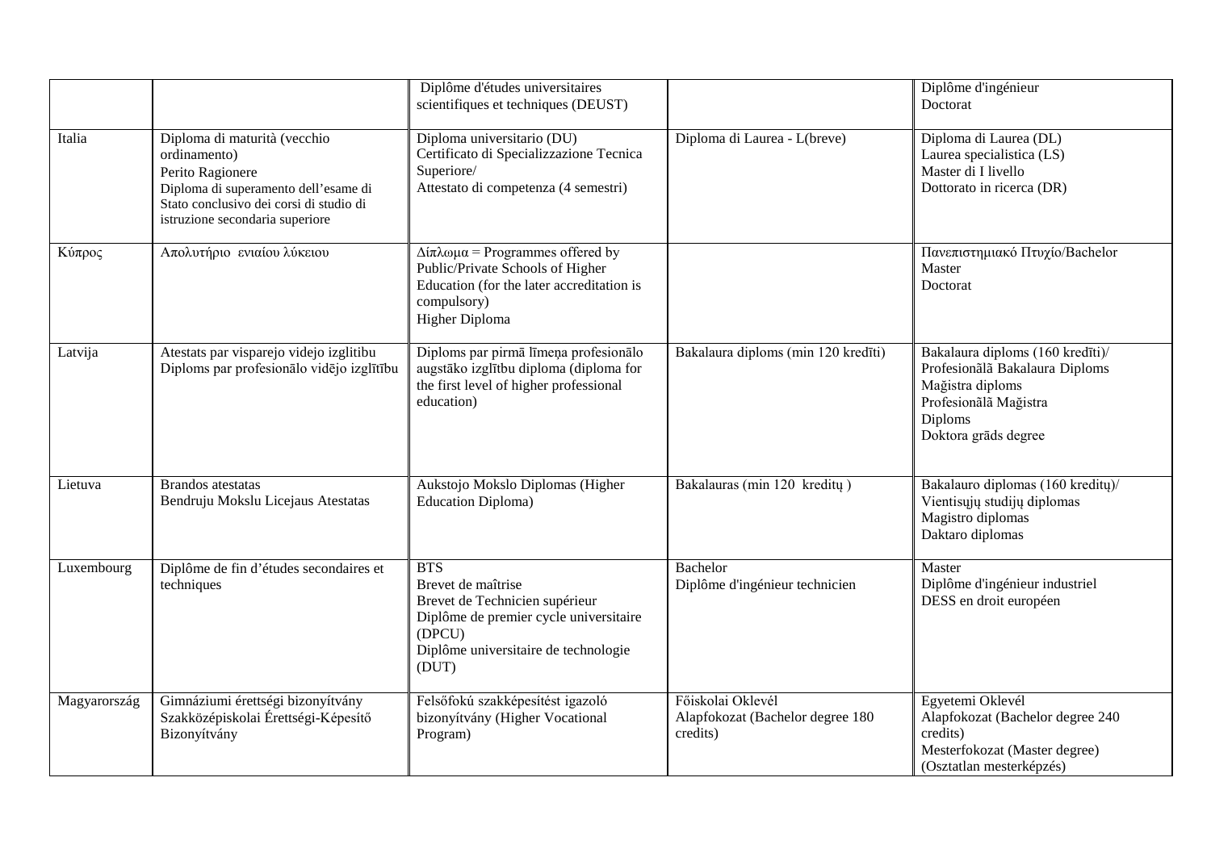| | | | | |
|---|---|---|---|---|
| | | Diplôme d'études universitaires scientifiques et techniques (DEUST) | | Diplôme d'ingénieur<br>Doctorat |
| Italia | Diploma di maturità (vecchio ordinamento)<br>Perito Ragionere<br>Diploma di superamento dell'esame di Stato conclusivo dei corsi di studio di istruzione secondaria superiore | Diploma universitario (DU)<br>Certificato di Specializzazione Tecnica Superiore/<br>Attestato di competenza (4 semestri) | Diploma di Laurea - L(breve) | Diploma di Laurea (DL)<br>Laurea specialistica (LS)<br>Master di I livello<br>Dottorato in ricerca (DR) |
| Κύπρος | Απολυτήριο ενιαίου λύκειου | Δίπλωμα = Programmes offered by Public/Private Schools of Higher Education (for the later accreditation is compulsory)<br>Higher Diploma | | Πανεπιστημιακό Πτυχίο/Bachelor<br>Master<br>Doctorat |
| Latvija | Atestats par visparejo videjo izglitibu<br>Diploms par profesionālo vidējo izglītību | Diploms par pirmā līmeņa profesionālo augstāko izglītību diploma (diploma for the first level of higher professional education) | Bakalaura diploms (min 120 kredīti) | Bakalaura diploms (160 kredīti)/<br>Profesionãlã Bakalaura Diploms<br>Maǧistra diploms<br>Profesionãlã Maǧistra<br>Diploms<br>Doktora grāds degree |
| Lietuva | Brandos atestatas<br>Bendruju Mokslu Licejaus Atestatas | Aukstojo Mokslo Diplomas (Higher Education Diploma) | Bakalauras (min 120 kreditų ) | Bakalauro diplomas (160 kreditų)/<br>Vientisųjų studijų diplomas<br>Magistro diplomas<br>Daktaro diplomas |
| Luxembourg | Diplôme de fin d'études secondaires et techniques | BTS<br>Brevet de maîtrise<br>Brevet de Technicien supérieur<br>Diplôme de premier cycle universitaire (DPCU)<br>Diplôme universitaire de technologie (DUT) | Bachelor<br>Diplôme d'ingénieur technicien | Master<br>Diplôme d'ingénieur industriel<br>DESS en droit européen |
| Magyarország | Gimnáziumi érettségi bizonyítvány<br>Szakközépiskolai Érettségi-Képesítő Bizonyítvány | Felsőfokú szakképesítést igazoló bizonyítvány (Higher Vocational Program) | Főiskolai Oklevél<br>Alapfokozat (Bachelor degree 180 credits) | Egyetemi Oklevél<br>Alapfokozat (Bachelor degree 240 credits)<br>Mesterfokozat (Master degree)<br>(Osztatlan mesterképzés) |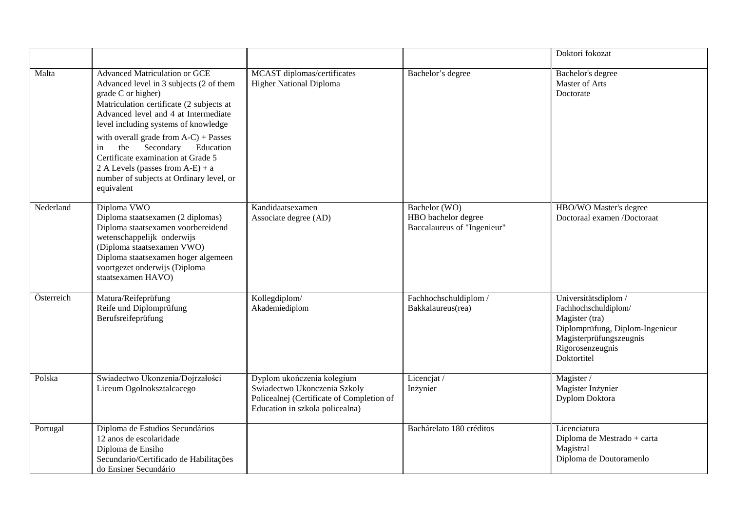| | | | | |
|---|---|---|---|---|
| | | | | Doktori fokozat |
| Malta | Advanced Matriculation or GCE Advanced level in 3 subjects (2 of them grade C or higher)<br>Matriculation certificate (2 subjects at Advanced level and 4 at Intermediate level including systems of knowledge with overall grade from A-C) + Passes in the Secondary Education Certificate examination at Grade 5<br>2 A Levels (passes from A-E) + a number of subjects at Ordinary level, or equivalent | MCAST diplomas/certificates<br>Higher National Diploma | Bachelor's degree | Bachelor's degree<br>Master of Arts<br>Doctorate |
| Nederland | Diploma VWO<br>Diploma staatsexamen (2 diplomas)<br>Diploma staatsexamen voorbereidend wetenschappelijk onderwijs (Diploma staatsexamen VWO)<br>Diploma staatsexamen hoger algemeen voortgezet onderwijs (Diploma staatsexamen HAVO) | Kandidaatsexamen<br>Associate degree (AD) | Bachelor (WO)<br>HBO bachelor degree<br>Baccalaureus of "Ingenieur" | HBO/WO Master's degree<br>Doctoraal examen /Doctoraat |
| Österreich | Matura/Reifeprüfung<br>Reife und Diplomprüfung<br>Berufsreifeprüfung | Kollegdiplom/<br>Akademiediplom | Fachhochschuldiplom /<br>Bakkalaureus(rea) | Universitätsdiplom /<br>Fachhochschuldiplom/<br>Magister (tra)<br>Diplomprüfung, Diplom-Ingenieur<br>Magisterprüfungszeugnis<br>Rigorosenzeugnis<br>Doktortitel |
| Polska | Swiadectwo Ukonzenia/Dojrzałości<br>Liceum Ogolnoksztalcacego | Dyplom ukończenia kolegium<br>Swiadectwo Ukonczenia Szkoly Policealnej (Certificate of Completion of Education in szkola policealna) | Licencjat /<br>Inżynier | Magister /<br>Magister Inżynier<br>Dyplom Doktora |
| Portugal | Diploma de Estudios Secundários<br>12 anos de escolaridade<br>Diploma de Ensiho Secundario/Certificado de Habilitações do Ensiner Secundário | | Bachárelato 180 créditos | Licenciatura<br>Diploma de Mestrado + carta Magistral<br>Diploma de Doutoramenlo |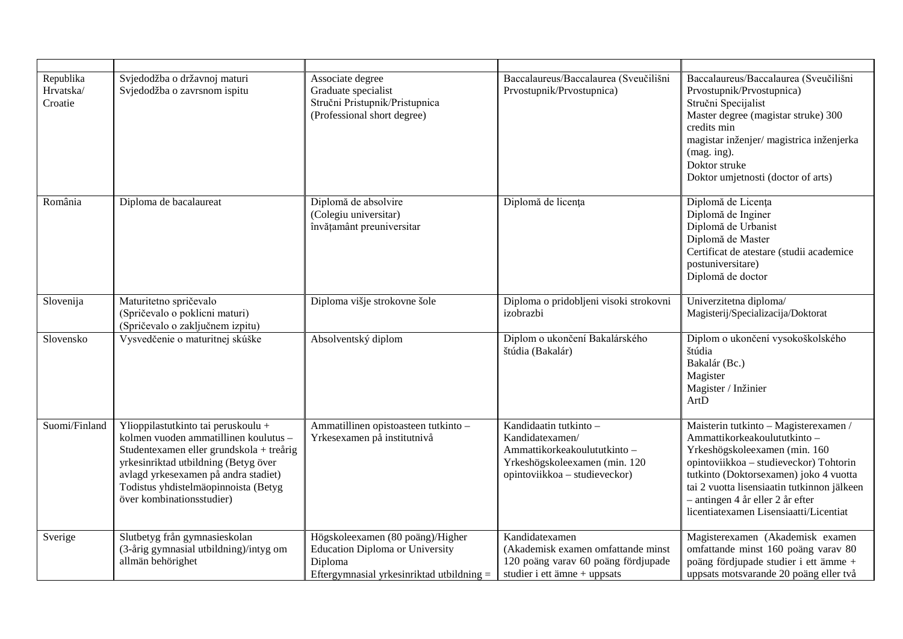| | | | | |
|---|---|---|---|---|
| Republika Hrvatska/ Croatie | Svjedodžba o državnoj maturi<br>Svjedodžba o zavrsnom ispitu | Associate degree<br>Graduate specialist<br>Stručni Pristupnik/Pristupnica (Professional short degree) | Baccalaureus/Baccalaurea (Sveučilišni Prvostupnik/Prvostupnica) | Baccalaureus/Baccalaurea (Sveučilišni Prvostupnik/Prvostupnica)<br>Stručni Specijalist<br>Master degree (magistar struke) 300 credits min<br>magistar inženjer/ magistrica inženjerka (mag. ing).<br>Doktor struke<br>Doktor umjetnosti (doctor of arts) |
| România | Diploma de bacalaureat | Diplomă de absolvire<br>(Colegiu universitar)<br>învăţamânt preuniversitar | Diplomă de licenţa | Diplomă de Licenţa<br>Diplomă de Inginer<br>Diplomă de Urbanist<br>Diplomă de Master<br>Certificat de atestare (studii academice postuniversitare)<br>Diplomă de doctor |
| Slovenija | Maturitetno spričevalo<br>(Spričevalo o poklicni maturi)<br>(Spričevalo o zaključnem izpitu) | Diploma višje strokovne šole | Diploma o pridobljeni visoki strokovni izobrazbi | Univerzitetna diploma/<br>Magisterij/Specializacija/Doktorat |
| Slovensko | Vysvedčenie o maturitnej skúške | Absolventský diplom | Diplom o ukončení Bakalárského štúdia (Bakalár) | Diplom o ukončení vysokoškolského štúdia<br>Bakalár (Bc.)<br>Magister<br>Magister / Inžinier<br>ArtD |
| Suomi/Finland | Ylioppilastutkinto tai peruskoulu + kolmen vuoden ammatillinen koulutus – Studentexamen eller grundskola + treårig yrkesinriktad utbildning (Betyg över avlagd yrkesexamen på andra stadiet)<br>Todistus yhdistelmäopinnoista (Betyg över kombinationsstudier) | Ammatillinen opistoasteen tutkinto – Yrkesexamen på institutnivå | Kandidaatin tutkinto – Kandidatexamen/<br>Ammattikorkeakoulututkinto – Yrkeshögskoleexamen (min. 120 opintoviikkoa – studieveckor) | Maisterin tutkinto – Magisterexamen / Ammattikorkeakoulututkinto – Yrkeshögskoleexamen (min. 160 opintoviikkoa – studieveckor) Tohtorin tutkinto (Doktorsexamen) joko 4 vuotta tai 2 vuotta lisensiaatin tutkinnon jälkeen – antingen 4 år eller 2 år efter licentiatexamen Lisensiaatti/Licentiat |
| Sverige | Slutbetyg från gymnasieskolan<br>(3-årig gymnasial utbildning)/intyg om allmän behörighet | Högskoleexamen (80 poäng)/Higher Education Diploma or University Diploma<br>Eftergymnasial yrkesinriktad utbildning = | Kandidatexamen<br>(Akademisk examen omfattande minst 120 poäng varav 60 poäng fördjupade studier i ett ämne + uppsats | Magisterexamen (Akademisk examen omfattande minst 160 poäng varav 80 poäng fördjupade studier i ett ämne + uppsats motsvarande 20 poäng eller två |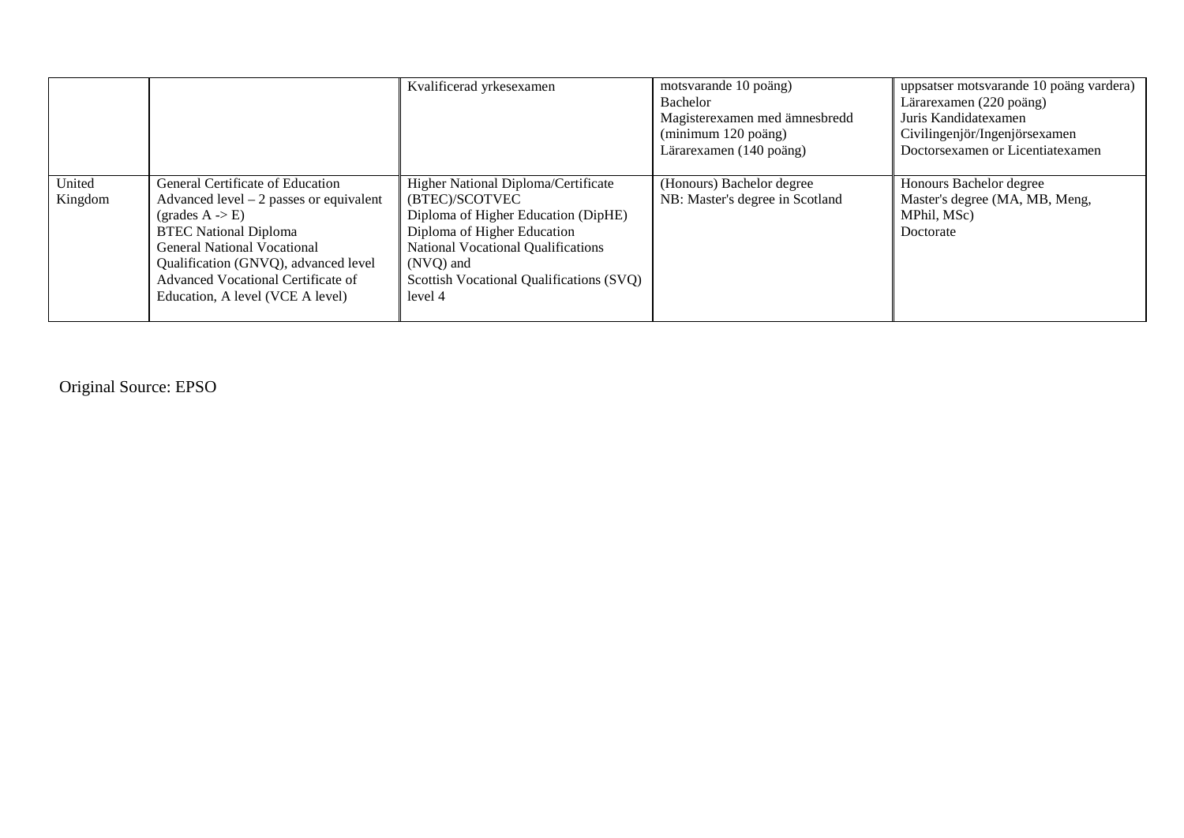| | | | | |
|---|---|---|---|---|
| | | Kvalificerad yrkesexamen | motsvarande 10 poäng)<br>Bachelor<br>Magisterexamen med ämnesbredd (minimum 120 poäng)<br>Lärarexamen (140 poäng) | uppsatser motsvarande 10 poäng vardera)<br>Lärarexamen (220 poäng)<br>Juris Kandidatexamen<br>Civilingenjör/Ingenjörsexamen<br>Doctorsexamen or Licentiatexamen |
| United Kingdom | General Certificate of Education Advanced level – 2 passes or equivalent (grades A -> E)<br>BTEC National Diploma<br>General National Vocational Qualification (GNVQ), advanced level<br>Advanced Vocational Certificate of Education, A level (VCE A level) | Higher National Diploma/Certificate (BTEC)/SCOTVEC<br>Diploma of Higher Education (DipHE)<br>Diploma of Higher Education<br>National Vocational Qualifications (NVQ) and<br>Scottish Vocational Qualifications (SVQ) level 4 | (Honours) Bachelor degree<br>NB: Master's degree in Scotland | Honours Bachelor degree<br>Master's degree (MA, MB, Meng, MPhil, MSc)<br>Doctorate |

Original Source: EPSO